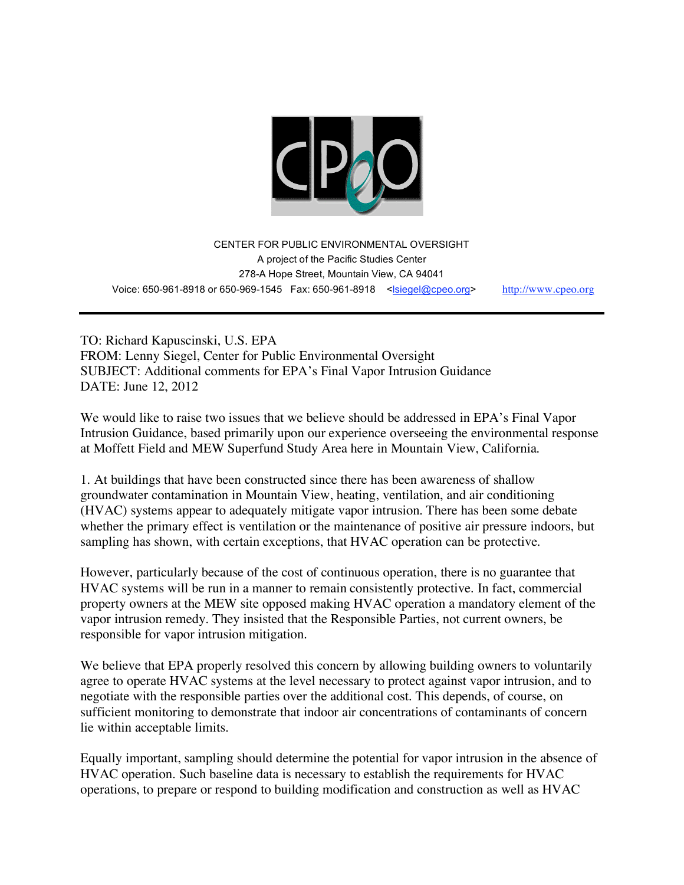CENTER FOR PUBLIC ENVIRONMENTAL OVERSIGHT
A project of the Pacific Studies Center
278-A Hope Street, Mountain View, CA 94041
Voice: 650-961-8918 or 650-969-1545 Fax: 650-961-8918 <lsiegel@cpeo.org> http://www.cpeo.org

---

TO: Richard Kapuscinski, U.S. EPA
FROM: Lenny Siegel, Center for Public Environmental Oversight
SUBJECT: Additional comments for EPA's Final Vapor Intrusion Guidance
DATE: June 12, 2012

We would like to raise two issues that we believe should be addressed in EPA's Final Vapor Intrusion Guidance, based primarily upon our experience overseeing the environmental response at Moffett Field and MEW Superfund Study Area here in Mountain View, California.

1. At buildings that have been constructed since there has been awareness of shallow groundwater contamination in Mountain View, heating, ventilation, and air conditioning (HVAC) systems appear to adequately mitigate vapor intrusion. There has been some debate whether the primary effect is ventilation or the maintenance of positive air pressure indoors, but sampling has shown, with certain exceptions, that HVAC operation can be protective.

However, particularly because of the cost of continuous operation, there is no guarantee that HVAC systems will be run in a manner to remain consistently protective. In fact, commercial property owners at the MEW site opposed making HVAC operation a mandatory element of the vapor intrusion remedy. They insisted that the Responsible Parties, not current owners, be responsible for vapor intrusion mitigation.

We believe that EPA properly resolved this concern by allowing building owners to voluntarily agree to operate HVAC systems at the level necessary to protect against vapor intrusion, and to negotiate with the responsible parties over the additional cost. This depends, of course, on sufficient monitoring to demonstrate that indoor air concentrations of contaminants of concern lie within acceptable limits.

Equally important, sampling should determine the potential for vapor intrusion in the absence of HVAC operation. Such baseline data is necessary to establish the requirements for HVAC operations, to prepare or respond to building modification and construction as well as HVAC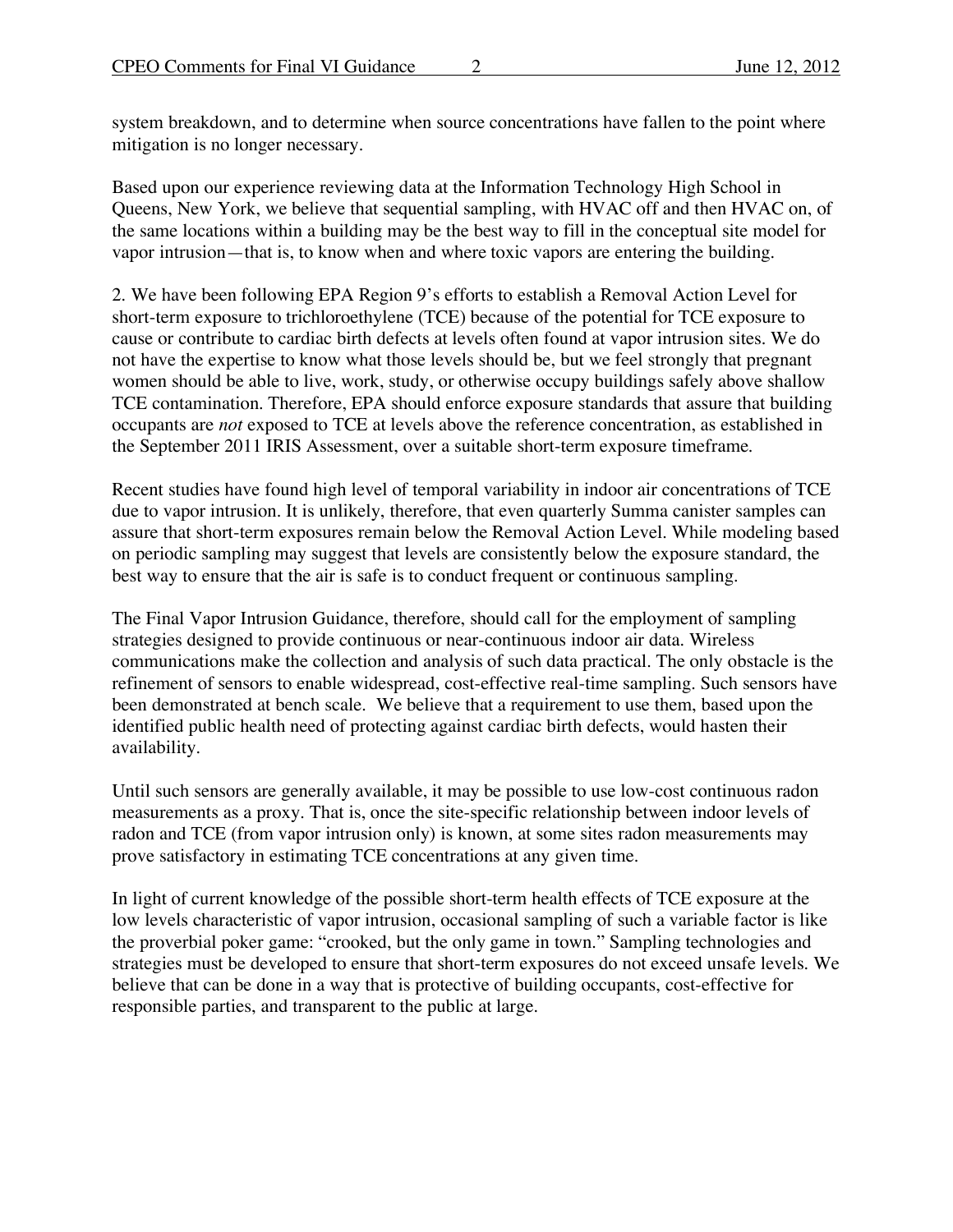system breakdown, and to determine when source concentrations have fallen to the point where mitigation is no longer necessary.

Based upon our experience reviewing data at the Information Technology High School in Queens, New York, we believe that sequential sampling, with HVAC off and then HVAC on, of the same locations within a building may be the best way to fill in the conceptual site model for vapor intrusion—that is, to know when and where toxic vapors are entering the building.

2. We have been following EPA Region 9's efforts to establish a Removal Action Level for short-term exposure to trichloroethylene (TCE) because of the potential for TCE exposure to cause or contribute to cardiac birth defects at levels often found at vapor intrusion sites. We do not have the expertise to know what those levels should be, but we feel strongly that pregnant women should be able to live, work, study, or otherwise occupy buildings safely above shallow TCE contamination. Therefore, EPA should enforce exposure standards that assure that building occupants are *not* exposed to TCE at levels above the reference concentration, as established in the September 2011 IRIS Assessment, over a suitable short-term exposure timeframe.

Recent studies have found high level of temporal variability in indoor air concentrations of TCE due to vapor intrusion. It is unlikely, therefore, that even quarterly Summa canister samples can assure that short-term exposures remain below the Removal Action Level. While modeling based on periodic sampling may suggest that levels are consistently below the exposure standard, the best way to ensure that the air is safe is to conduct frequent or continuous sampling.

The Final Vapor Intrusion Guidance, therefore, should call for the employment of sampling strategies designed to provide continuous or near-continuous indoor air data. Wireless communications make the collection and analysis of such data practical. The only obstacle is the refinement of sensors to enable widespread, cost-effective real-time sampling. Such sensors have been demonstrated at bench scale. We believe that a requirement to use them, based upon the identified public health need of protecting against cardiac birth defects, would hasten their availability.

Until such sensors are generally available, it may be possible to use low-cost continuous radon measurements as a proxy. That is, once the site-specific relationship between indoor levels of radon and TCE (from vapor intrusion only) is known, at some sites radon measurements may prove satisfactory in estimating TCE concentrations at any given time.

In light of current knowledge of the possible short-term health effects of TCE exposure at the low levels characteristic of vapor intrusion, occasional sampling of such a variable factor is like the proverbial poker game: "crooked, but the only game in town." Sampling technologies and strategies must be developed to ensure that short-term exposures do not exceed unsafe levels. We believe that can be done in a way that is protective of building occupants, cost-effective for responsible parties, and transparent to the public at large.